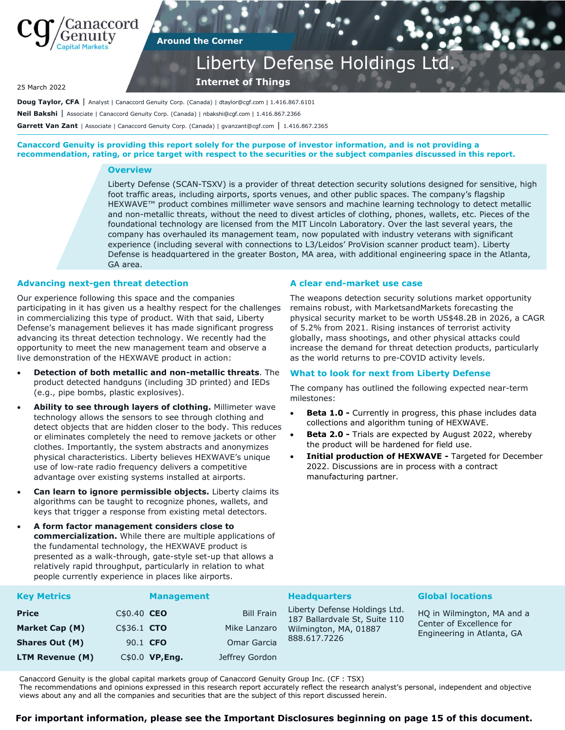Around the Corner

# Liberty Defense Holdings Ltd.

**Internet of Things**

25 March 2022

**Doug Taylor, CFA** | Analyst | Canaccord Genuity Corp. (Canada) | dtaylor@cgf.com | 1.416.867.6101

**Neil Bakshi** | Associate | Canaccord Genuity Corp. (Canada) | nbakshi@cgf.com | 1.416.867.2366

**Garrett Van Zant** | Associate | Canaccord Genuity Corp. (Canada) | gvanzant@cgf.com | 1.416.867.2365

**Canaccord Genuity is providing this report solely for the purpose of investor information, and is not providing a recommendation, rating, or price target with respect to the securities or the subject companies discussed in this report.**

## Overview

Liberty Defense (SCAN-TSXV) is a provider of threat detection security solutions designed for sensitive, high foot traffic areas, including airports, sports venues, and other public spaces. The company's flagship HEXWAVE™ product combines millimeter wave sensors and machine learning technology to detect metallic and non-metallic threats, without the need to divest articles of clothing, phones, wallets, etc. Pieces of the foundational technology are licensed from the MIT Lincoln Laboratory. Over the last several years, the company has overhauled its management team, now populated with industry veterans with significant experience (including several with connections to L3/Leidos' ProVision scanner product team). Liberty Defense is headquartered in the greater Boston, MA area, with additional engineering space in the Atlanta, GA area.

## Advancing next-gen threat detection

Our experience following this space and the companies participating in it has given us a healthy respect for the challenges in commercializing this type of product. With that said, Liberty Defense's management believes it has made significant progress advancing its threat detection technology. We recently had the opportunity to meet the new management team and observe a live demonstration of the HEXWAVE product in action:

- **Detection of both metallic and non-metallic threats**. The product detected handguns (including 3D printed) and IEDs (e.g., pipe bombs, plastic explosives).
- **Ability to see through layers of clothing.** Millimeter wave technology allows the sensors to see through clothing and detect objects that are hidden closer to the body. This reduces or eliminates completely the need to remove jackets or other clothes. Importantly, the system abstracts and anonymizes physical characteristics. Liberty believes HEXWAVE's unique use of low-rate radio frequency delivers a competitive advantage over existing systems installed at airports.
- **Can learn to ignore permissible objects.** Liberty claims its algorithms can be taught to recognize phones, wallets, and keys that trigger a response from existing metal detectors.
- **A form factor management considers close to commercialization.** While there are multiple applications of the fundamental technology, the HEXWAVE product is presented as a walk-through, gate-style set-up that allows a relatively rapid throughput, particularly in relation to what people currently experience in places like airports.

## A clear end-market use case

The weapons detection security solutions market opportunity remains robust, with MarketsandMarkets forecasting the physical security market to be worth US$48.2B in 2026, a CAGR of 5.2% from 2021. Rising instances of terrorist activity globally, mass shootings, and other physical attacks could increase the demand for threat detection products, particularly as the world returns to pre-COVID activity levels.

## What to look for next from Liberty Defense

The company has outlined the following expected near-term milestones:

- **Beta 1.0 -** Currently in progress, this phase includes data collections and algorithm tuning of HEXWAVE.
- **Beta 2.0 -** Trials are expected by August 2022, whereby the product will be hardened for field use.
- **Initial production of HEXWAVE -** Targeted for December 2022. Discussions are in process with a contract manufacturing partner.

| Key Metrics | | Management | |
|---|---|---|---|
| **Price** | C$0.40 | **CEO** | Bill Frain |
| **Market Cap (M)** | C$36.1 | **CTO** | Mike Lanzaro |
| **Shares Out (M)** | 90.1 | **CFO** | Omar Garcia |
| **LTM Revenue (M)** | C$0.0 | **VP,Eng.** | Jeffrey Gordon |

**Headquarters**

Liberty Defense Holdings Ltd.
187 Ballardvale St, Suite 110
Wilmington, MA, 01887
888.617.7226

**Global locations**

HQ in Wilmington, MA and a Center of Excellence for Engineering in Atlanta, GA

Canaccord Genuity is the global capital markets group of Canaccord Genuity Group Inc. (CF : TSX)
The recommendations and opinions expressed in this research report accurately reflect the research analyst's personal, independent and objective views about any and all the companies and securities that are the subject of this report discussed herein.

**For important information, please see the Important Disclosures beginning on page 15 of this document.**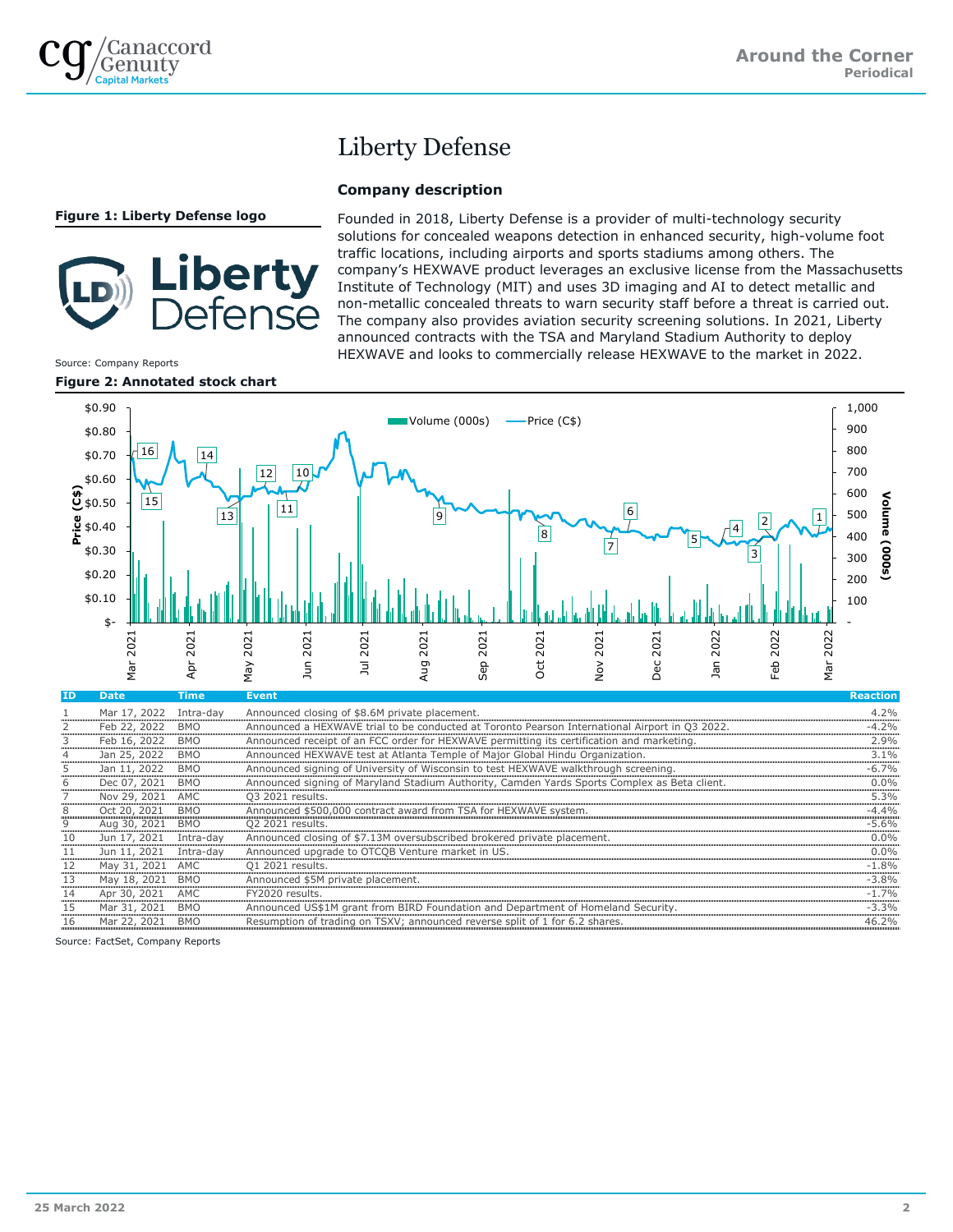# Liberty Defense

## Company description

**Figure 1: Liberty Defense logo**

Source: Company Reports

Founded in 2018, Liberty Defense is a provider of multi-technology security solutions for concealed weapons detection in enhanced security, high-volume foot traffic locations, including airports and sports stadiums among others. The company's HEXWAVE product leverages an exclusive license from the Massachusetts Institute of Technology (MIT) and uses 3D imaging and AI to detect metallic and non-metallic concealed threats to warn security staff before a threat is carried out. The company also provides aviation security screening solutions. In 2021, Liberty announced contracts with the TSA and Maryland Stadium Authority to deploy HEXWAVE and looks to commercially release HEXWAVE to the market in 2022.

**Figure 2: Annotated stock chart**

| ID | Date | Time | Event | Reaction |
|---|---|---|---|---|
| 1 | Mar 17, 2022 | Intra-day | Announced closing of $8.6M private placement. | 4.2% |
| 2 | Feb 22, 2022 | BMO | Announced a HEXWAVE trial to be conducted at Toronto Pearson International Airport in Q3 2022. | -4.2% |
| 3 | Feb 16, 2022 | BMO | Announced receipt of an FCC order for HEXWAVE permitting its certification and marketing. | 2.9% |
| 4 | Jan 25, 2022 | BMO | Announced HEXWAVE test at Atlanta Temple of Major Global Hindu Organization. | 3.1% |
| 5 | Jan 11, 2022 | BMO | Announced signing of University of Wisconsin to test HEXWAVE walkthrough screening. | -6.7% |
| 6 | Dec 07, 2021 | BMO | Announced signing of Maryland Stadium Authority, Camden Yards Sports Complex as Beta client. | 0.0% |
| 7 | Nov 29, 2021 | AMC | Q3 2021 results. | 5.3% |
| 8 | Oct 20, 2021 | BMO | Announced $500,000 contract award from TSA for HEXWAVE system. | -4.4% |
| 9 | Aug 30, 2021 | BMO | Q2 2021 results. | -5.6% |
| 10 | Jun 17, 2021 | Intra-day | Announced closing of $7.13M oversubscribed brokered private placement. | 0.0% |
| 11 | Jun 11, 2021 | Intra-day | Announced upgrade to OTCQB Venture market in US. | 0.0% |
| 12 | May 31, 2021 | AMC | Q1 2021 results. | -1.8% |
| 13 | May 18, 2021 | BMO | Announced $5M private placement. | -3.8% |
| 14 | Apr 30, 2021 | AMC | FY2020 results. | -1.7% |
| 15 | Mar 31, 2021 | BMO | Announced US$1M grant from BIRD Foundation and Department of Homeland Security. | -3.3% |
| 16 | Mar 22, 2021 | BMO | Resumption of trading on TSXV; announced reverse split of 1 for 6.2 shares. | 46.2% |

Source: FactSet, Company Reports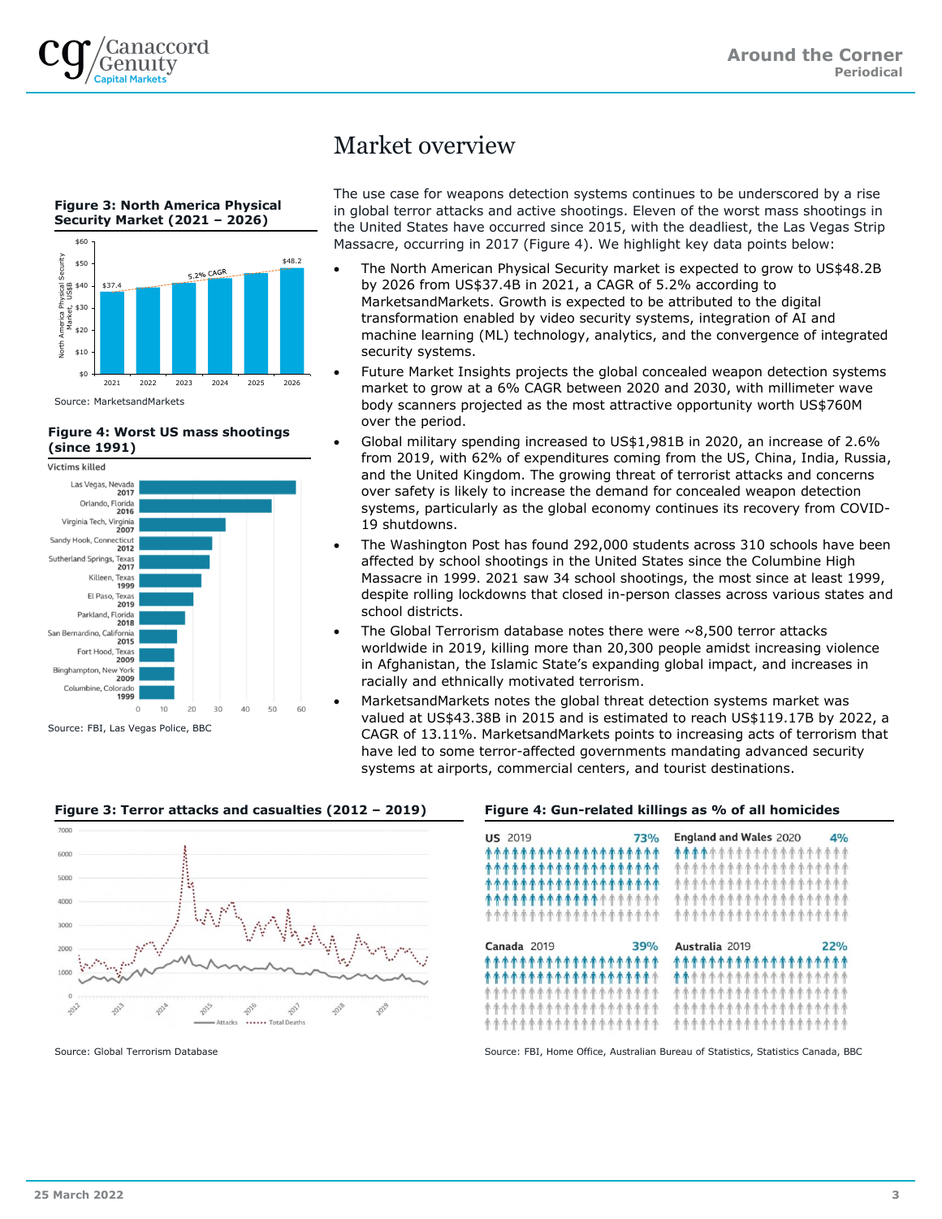# Market overview

The use case for weapons detection systems continues to be underscored by a rise in global terror attacks and active shootings. Eleven of the worst mass shootings in the United States have occurred since 2015, with the deadliest, the Las Vegas Strip Massacre, occurring in 2017 (Figure 4). We highlight key data points below:

- The North American Physical Security market is expected to grow to US$48.2B by 2026 from US$37.4B in 2021, a CAGR of 5.2% according to MarketsandMarkets. Growth is expected to be attributed to the digital transformation enabled by video security systems, integration of AI and machine learning (ML) technology, analytics, and the convergence of integrated security systems.
- Future Market Insights projects the global concealed weapon detection systems market to grow at a 6% CAGR between 2020 and 2030, with millimeter wave body scanners projected as the most attractive opportunity worth US$760M over the period.
- Global military spending increased to US$1,981B in 2020, an increase of 2.6% from 2019, with 62% of expenditures coming from the US, China, India, Russia, and the United Kingdom. The growing threat of terrorist attacks and concerns over safety is likely to increase the demand for concealed weapon detection systems, particularly as the global economy continues its recovery from COVID-19 shutdowns.
- The Washington Post has found 292,000 students across 310 schools have been affected by school shootings in the United States since the Columbine High Massacre in 1999. 2021 saw 34 school shootings, the most since at least 1999, despite rolling lockdowns that closed in-person classes across various states and school districts.
- The Global Terrorism database notes there were ~8,500 terror attacks worldwide in 2019, killing more than 20,300 people amidst increasing violence in Afghanistan, the Islamic State's expanding global impact, and increases in racially and ethnically motivated terrorism.
- MarketsandMarkets notes the global threat detection systems market was valued at US$43.38B in 2015 and is estimated to reach US$119.17B by 2022, a CAGR of 13.11%. MarketsandMarkets points to increasing acts of terrorism that have led to some terror-affected governments mandating advanced security systems at airports, commercial centers, and tourist destinations.

**Figure 3: North America Physical Security Market (2021 – 2026)**

Source: MarketsandMarkets

**Figure 4: Worst US mass shootings (since 1991)**

Source: FBI, Las Vegas Police, BBC

**Figure 3: Terror attacks and casualties (2012 – 2019)**

Source: Global Terrorism Database

**Figure 4: Gun-related killings as % of all homicides**

Source: FBI, Home Office, Australian Bureau of Statistics, Statistics Canada, BBC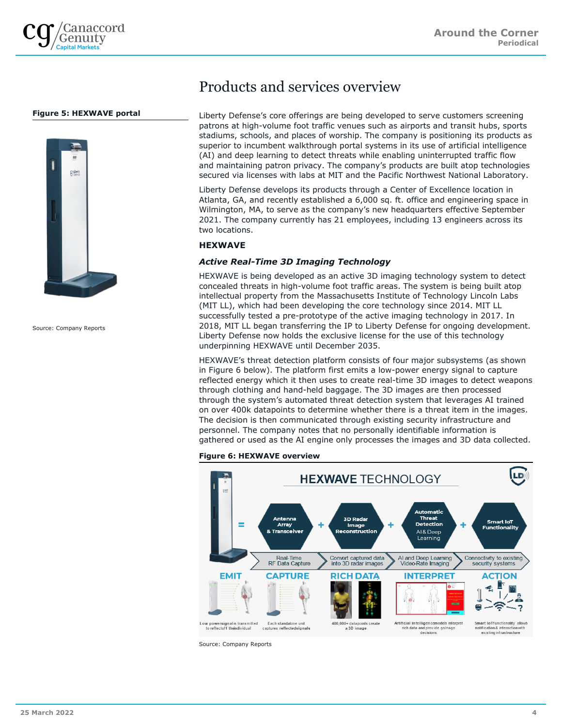# Products and services overview

**Figure 5: HEXWAVE portal**

Source: Company Reports

Liberty Defense's core offerings are being developed to serve customers screening patrons at high-volume foot traffic venues such as airports and transit hubs, sports stadiums, schools, and places of worship. The company is positioning its products as superior to incumbent walkthrough portal systems in its use of artificial intelligence (AI) and deep learning to detect threats while enabling uninterrupted traffic flow and maintaining patron privacy. The company's products are built atop technologies secured via licenses with labs at MIT and the Pacific Northwest National Laboratory.

Liberty Defense develops its products through a Center of Excellence location in Atlanta, GA, and recently established a 6,000 sq. ft. office and engineering space in Wilmington, MA, to serve as the company's new headquarters effective September 2021. The company currently has 21 employees, including 13 engineers across its two locations.

### HEXWAVE

#### *Active Real-Time 3D Imaging Technology*

HEXWAVE is being developed as an active 3D imaging technology system to detect concealed threats in high-volume foot traffic areas. The system is being built atop intellectual property from the Massachusetts Institute of Technology Lincoln Labs (MIT LL), which had been developing the core technology since 2014. MIT LL successfully tested a pre-prototype of the active imaging technology in 2017. In 2018, MIT LL began transferring the IP to Liberty Defense for ongoing development. Liberty Defense now holds the exclusive license for the use of this technology underpinning HEXWAVE until December 2035.

HEXWAVE's threat detection platform consists of four major subsystems (as shown in Figure 6 below). The platform first emits a low-power energy signal to capture reflected energy which it then uses to create real-time 3D images to detect weapons through clothing and hand-held baggage. The 3D images are then processed through the system's automated threat detection system that leverages AI trained on over 400k datapoints to determine whether there is a threat item in the images. The decision is then communicated through existing security infrastructure and personnel. The company notes that no personally identifiable information is gathered or used as the AI engine only processes the images and 3D data collected.

**Figure 6: HEXWAVE overview**

Source: Company Reports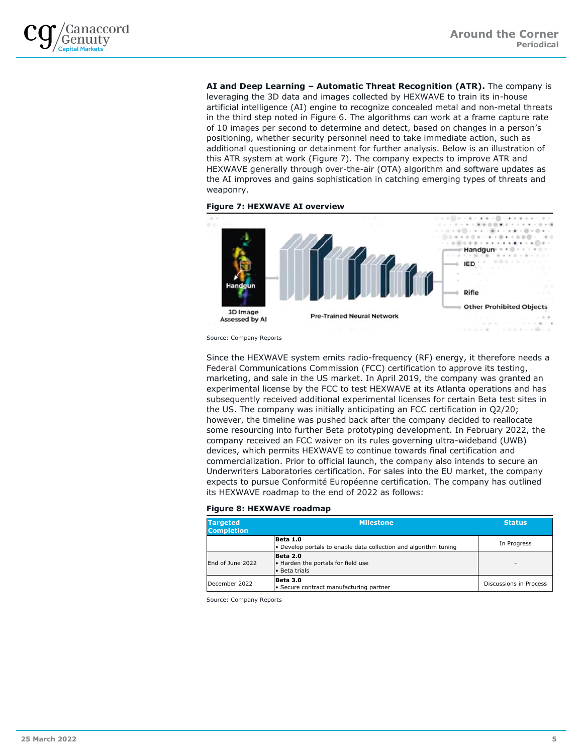**AI and Deep Learning – Automatic Threat Recognition (ATR).** The company is leveraging the 3D data and images collected by HEXWAVE to train its in-house artificial intelligence (AI) engine to recognize concealed metal and non-metal threats in the third step noted in Figure 6. The algorithms can work at a frame capture rate of 10 images per second to determine and detect, based on changes in a person's positioning, whether security personnel need to take immediate action, such as additional questioning or detainment for further analysis. Below is an illustration of this ATR system at work (Figure 7). The company expects to improve ATR and HEXWAVE generally through over-the-air (OTA) algorithm and software updates as the AI improves and gains sophistication in catching emerging types of threats and weaponry.

**Figure 7: HEXWAVE AI overview**

Handgun

3D Image Assessed by AI

Pre-Trained Neural Network

Handgun

IED

Rifle

Other Prohibited Objects

Source: Company Reports

Since the HEXWAVE system emits radio-frequency (RF) energy, it therefore needs a Federal Communications Commission (FCC) certification to approve its testing, marketing, and sale in the US market. In April 2019, the company was granted an experimental license by the FCC to test HEXWAVE at its Atlanta operations and has subsequently received additional experimental licenses for certain Beta test sites in the US. The company was initially anticipating an FCC certification in Q2/20; however, the timeline was pushed back after the company decided to reallocate some resourcing into further Beta prototyping development. In February 2022, the company received an FCC waiver on its rules governing ultra-wideband (UWB) devices, which permits HEXWAVE to continue towards final certification and commercialization. Prior to official launch, the company also intends to secure an Underwriters Laboratories certification. For sales into the EU market, the company expects to pursue Conformité Européenne certification. The company has outlined its HEXWAVE roadmap to the end of 2022 as follows:

**Figure 8: HEXWAVE roadmap**

| Targeted Completion | Milestone | Status |
|---|---|---|
| | **Beta 1.0**<br>• Develop portals to enable data collection and algorithm tuning | In Progress |
| End of June 2022 | **Beta 2.0**<br>• Harden the portals for field use<br>• Beta trials | - |
| December 2022 | **Beta 3.0**<br>• Secure contract manufacturing partner | Discussions in Process |

Source: Company Reports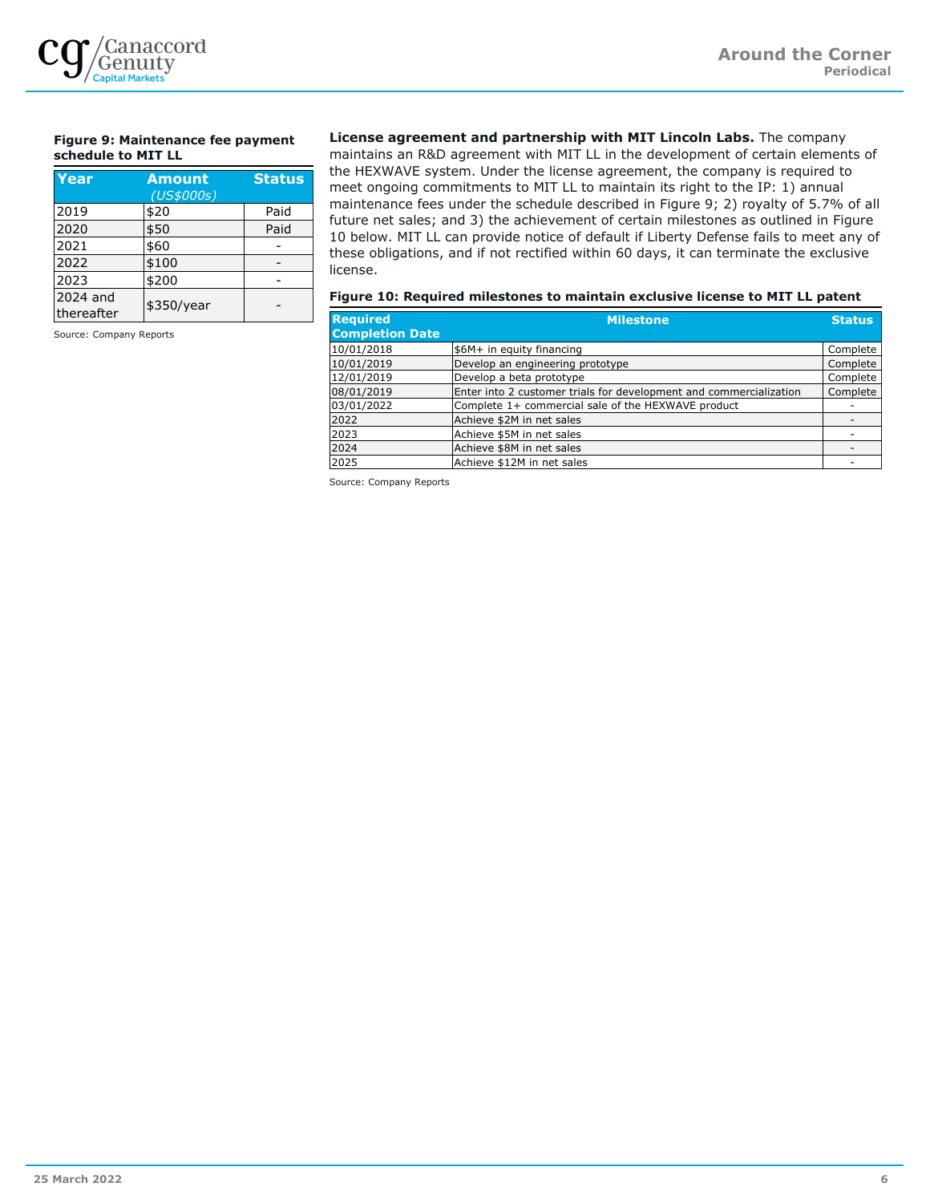**Figure 9: Maintenance fee payment schedule to MIT LL**

| Year | Amount *(US$000s)* | Status |
|---|---|---|
| 2019 | $20 | Paid |
| 2020 | $50 | Paid |
| 2021 | $60 | - |
| 2022 | $100 | - |
| 2023 | $200 | - |
| 2024 and thereafter | $350/year | - |

Source: Company Reports

**License agreement and partnership with MIT Lincoln Labs.** The company maintains an R&D agreement with MIT LL in the development of certain elements of the HEXWAVE system. Under the license agreement, the company is required to meet ongoing commitments to MIT LL to maintain its right to the IP: 1) annual maintenance fees under the schedule described in Figure 9; 2) royalty of 5.7% of all future net sales; and 3) the achievement of certain milestones as outlined in Figure 10 below. MIT LL can provide notice of default if Liberty Defense fails to meet any of these obligations, and if not rectified within 60 days, it can terminate the exclusive license.

**Figure 10: Required milestones to maintain exclusive license to MIT LL patent**

| Required Completion Date | Milestone | Status |
|---|---|---|
| 10/01/2018 | $6M+ in equity financing | Complete |
| 10/01/2019 | Develop an engineering prototype | Complete |
| 12/01/2019 | Develop a beta prototype | Complete |
| 08/01/2019 | Enter into 2 customer trials for development and commercialization | Complete |
| 03/01/2022 | Complete 1+ commercial sale of the HEXWAVE product | - |
| 2022 | Achieve $2M in net sales | - |
| 2023 | Achieve $5M in net sales | - |
| 2024 | Achieve $8M in net sales | - |
| 2025 | Achieve $12M in net sales | - |

Source: Company Reports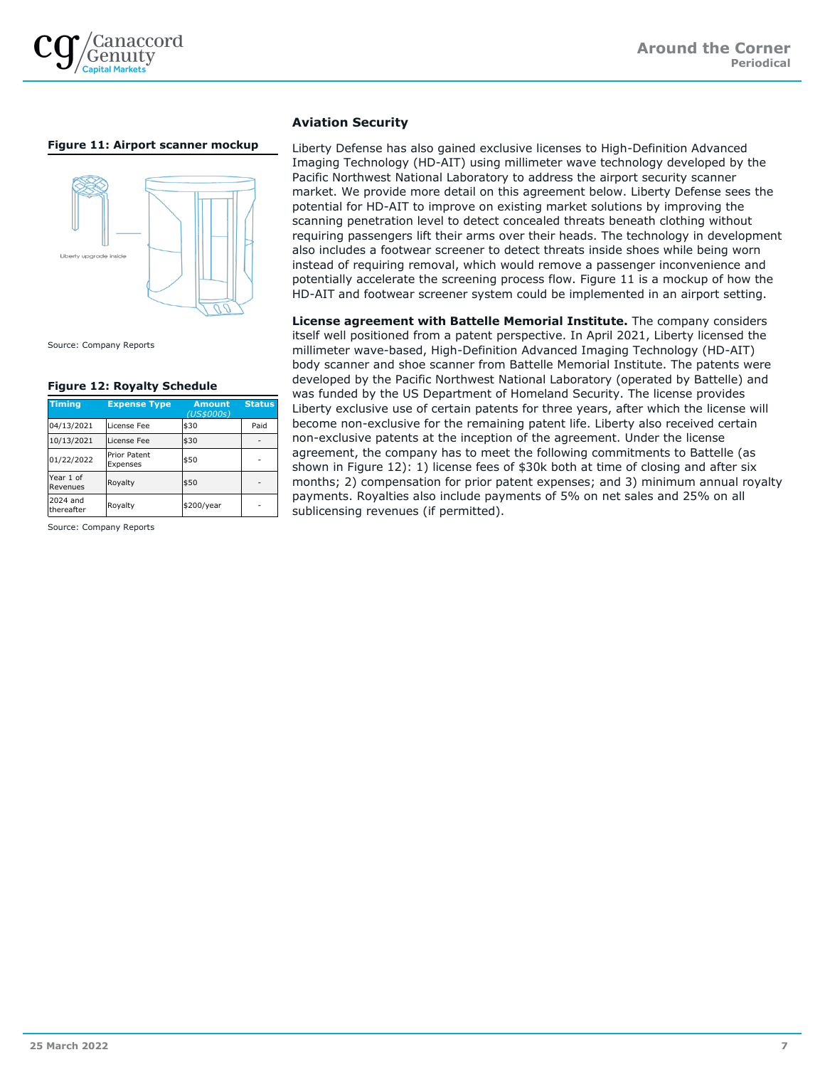**Figure 11: Airport scanner mockup**

Liberty upgrade inside

Source: Company Reports

**Figure 12: Royalty Schedule**

| Timing | Expense Type | Amount *(US$000s)* | Status |
|---|---|---|---|
| 04/13/2021 | License Fee | $30 | Paid |
| 10/13/2021 | License Fee | $30 | - |
| 01/22/2022 | Prior Patent Expenses | $50 | - |
| Year 1 of Revenues | Royalty | $50 | - |
| 2024 and thereafter | Royalty | $200/year | - |

Source: Company Reports

## Aviation Security

Liberty Defense has also gained exclusive licenses to High-Definition Advanced Imaging Technology (HD-AIT) using millimeter wave technology developed by the Pacific Northwest National Laboratory to address the airport security scanner market. We provide more detail on this agreement below. Liberty Defense sees the potential for HD-AIT to improve on existing market solutions by improving the scanning penetration level to detect concealed threats beneath clothing without requiring passengers lift their arms over their heads. The technology in development also includes a footwear screener to detect threats inside shoes while being worn instead of requiring removal, which would remove a passenger inconvenience and potentially accelerate the screening process flow. Figure 11 is a mockup of how the HD-AIT and footwear screener system could be implemented in an airport setting.

**License agreement with Battelle Memorial Institute.** The company considers itself well positioned from a patent perspective. In April 2021, Liberty licensed the millimeter wave-based, High-Definition Advanced Imaging Technology (HD-AIT) body scanner and shoe scanner from Battelle Memorial Institute. The patents were developed by the Pacific Northwest National Laboratory (operated by Battelle) and was funded by the US Department of Homeland Security. The license provides Liberty exclusive use of certain patents for three years, after which the license will become non-exclusive for the remaining patent life. Liberty also received certain non-exclusive patents at the inception of the agreement. Under the license agreement, the company has to meet the following commitments to Battelle (as shown in Figure 12): 1) license fees of $30k both at time of closing and after six months; 2) compensation for prior patent expenses; and 3) minimum annual royalty payments. Royalties also include payments of 5% on net sales and 25% on all sublicensing revenues (if permitted).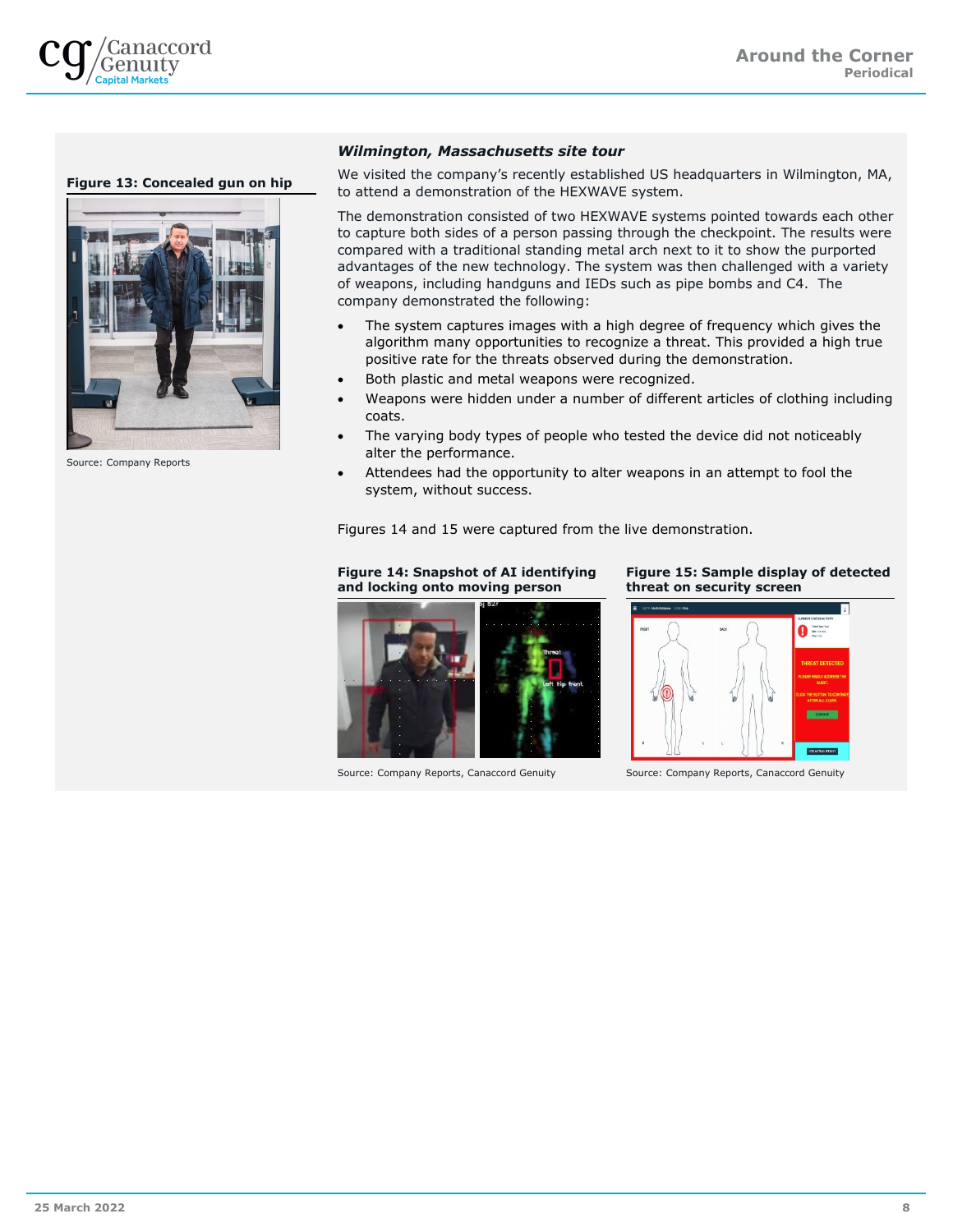**Figure 13: Concealed gun on hip**

Source: Company Reports

### *Wilmington, Massachusetts site tour*

We visited the company's recently established US headquarters in Wilmington, MA, to attend a demonstration of the HEXWAVE system.

The demonstration consisted of two HEXWAVE systems pointed towards each other to capture both sides of a person passing through the checkpoint. The results were compared with a traditional standing metal arch next to it to show the purported advantages of the new technology. The system was then challenged with a variety of weapons, including handguns and IEDs such as pipe bombs and C4. The company demonstrated the following:

- The system captures images with a high degree of frequency which gives the algorithm many opportunities to recognize a threat. This provided a high true positive rate for the threats observed during the demonstration.
- Both plastic and metal weapons were recognized.
- Weapons were hidden under a number of different articles of clothing including coats.
- The varying body types of people who tested the device did not noticeably alter the performance.
- Attendees had the opportunity to alter weapons in an attempt to fool the system, without success.

Figures 14 and 15 were captured from the live demonstration.

**Figure 14: Snapshot of AI identifying and locking onto moving person**

Source: Company Reports, Canaccord Genuity

**Figure 15: Sample display of detected threat on security screen**

Source: Company Reports, Canaccord Genuity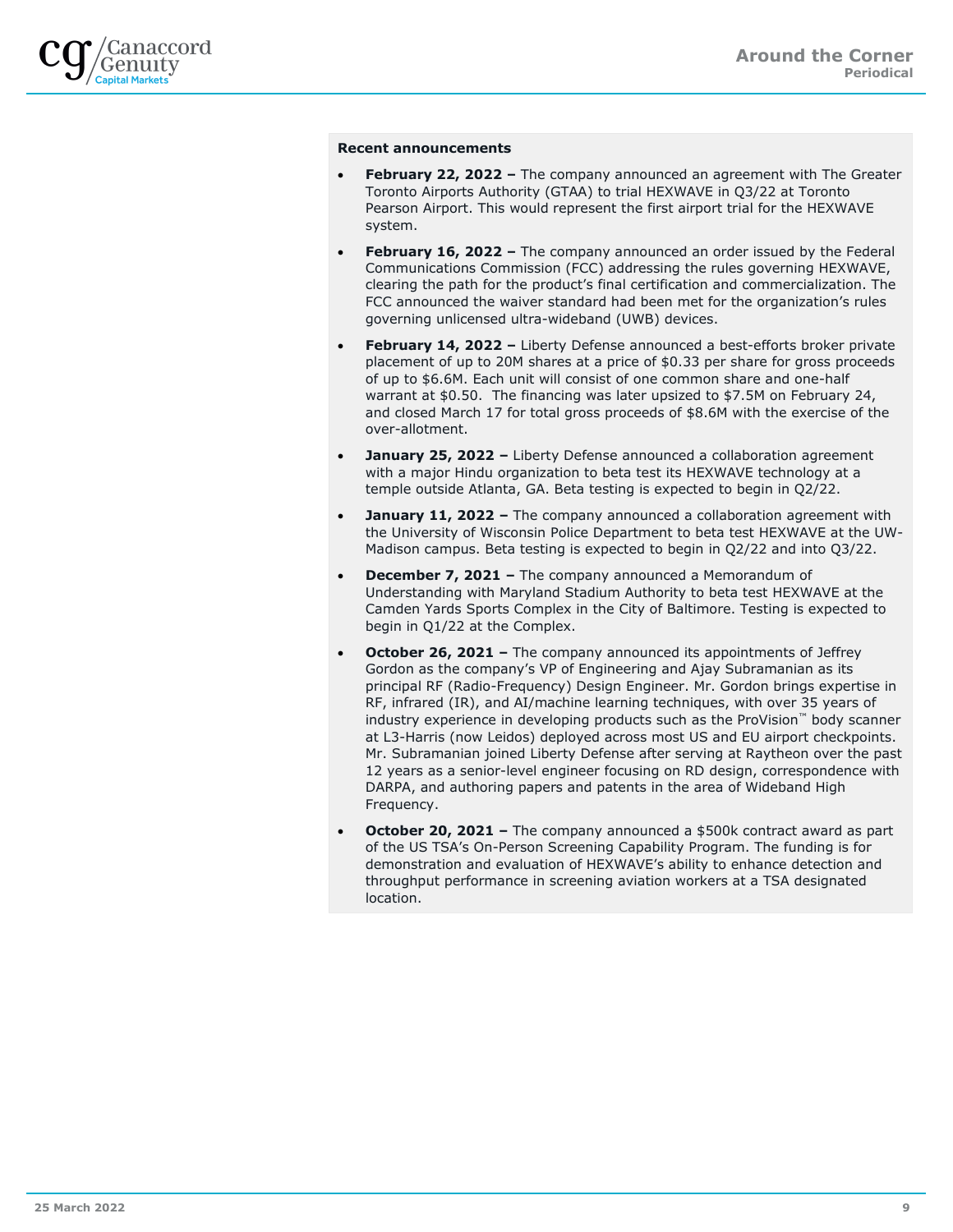**Recent announcements**

- **February 22, 2022 –** The company announced an agreement with The Greater Toronto Airports Authority (GTAA) to trial HEXWAVE in Q3/22 at Toronto Pearson Airport. This would represent the first airport trial for the HEXWAVE system.
- **February 16, 2022 –** The company announced an order issued by the Federal Communications Commission (FCC) addressing the rules governing HEXWAVE, clearing the path for the product's final certification and commercialization. The FCC announced the waiver standard had been met for the organization's rules governing unlicensed ultra-wideband (UWB) devices.
- **February 14, 2022 –** Liberty Defense announced a best-efforts broker private placement of up to 20M shares at a price of $0.33 per share for gross proceeds of up to $6.6M. Each unit will consist of one common share and one-half warrant at $0.50. The financing was later upsized to $7.5M on February 24, and closed March 17 for total gross proceeds of $8.6M with the exercise of the over-allotment.
- **January 25, 2022 –** Liberty Defense announced a collaboration agreement with a major Hindu organization to beta test its HEXWAVE technology at a temple outside Atlanta, GA. Beta testing is expected to begin in Q2/22.
- **January 11, 2022 –** The company announced a collaboration agreement with the University of Wisconsin Police Department to beta test HEXWAVE at the UW-Madison campus. Beta testing is expected to begin in Q2/22 and into Q3/22.
- **December 7, 2021 –** The company announced a Memorandum of Understanding with Maryland Stadium Authority to beta test HEXWAVE at the Camden Yards Sports Complex in the City of Baltimore. Testing is expected to begin in Q1/22 at the Complex.
- **October 26, 2021 –** The company announced its appointments of Jeffrey Gordon as the company's VP of Engineering and Ajay Subramanian as its principal RF (Radio-Frequency) Design Engineer. Mr. Gordon brings expertise in RF, infrared (IR), and AI/machine learning techniques, with over 35 years of industry experience in developing products such as the ProVision™ body scanner at L3-Harris (now Leidos) deployed across most US and EU airport checkpoints. Mr. Subramanian joined Liberty Defense after serving at Raytheon over the past 12 years as a senior-level engineer focusing on RD design, correspondence with DARPA, and authoring papers and patents in the area of Wideband High Frequency.
- **October 20, 2021 –** The company announced a $500k contract award as part of the US TSA's On-Person Screening Capability Program. The funding is for demonstration and evaluation of HEXWAVE's ability to enhance detection and throughput performance in screening aviation workers at a TSA designated location.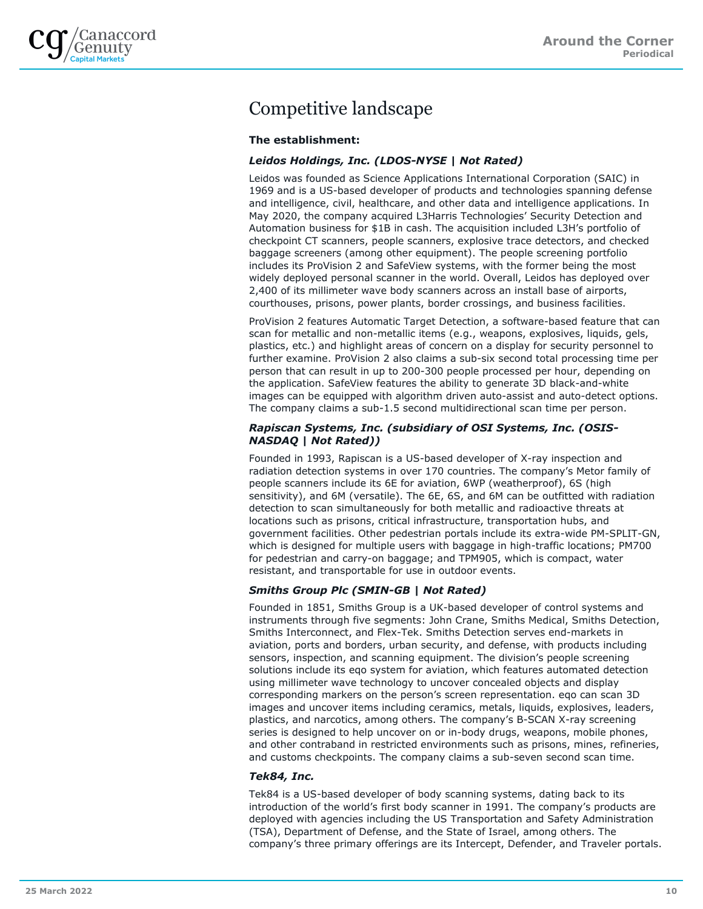# Competitive landscape

**The establishment:**

***Leidos Holdings, Inc. (LDOS-NYSE | Not Rated)***

Leidos was founded as Science Applications International Corporation (SAIC) in 1969 and is a US-based developer of products and technologies spanning defense and intelligence, civil, healthcare, and other data and intelligence applications. In May 2020, the company acquired L3Harris Technologies' Security Detection and Automation business for $1B in cash. The acquisition included L3H's portfolio of checkpoint CT scanners, people scanners, explosive trace detectors, and checked baggage screeners (among other equipment). The people screening portfolio includes its ProVision 2 and SafeView systems, with the former being the most widely deployed personal scanner in the world. Overall, Leidos has deployed over 2,400 of its millimeter wave body scanners across an install base of airports, courthouses, prisons, power plants, border crossings, and business facilities.

ProVision 2 features Automatic Target Detection, a software-based feature that can scan for metallic and non-metallic items (e.g., weapons, explosives, liquids, gels, plastics, etc.) and highlight areas of concern on a display for security personnel to further examine. ProVision 2 also claims a sub-six second total processing time per person that can result in up to 200-300 people processed per hour, depending on the application. SafeView features the ability to generate 3D black-and-white images can be equipped with algorithm driven auto-assist and auto-detect options. The company claims a sub-1.5 second multidirectional scan time per person.

***Rapiscan Systems, Inc. (subsidiary of OSI Systems, Inc. (OSIS-NASDAQ | Not Rated))***

Founded in 1993, Rapiscan is a US-based developer of X-ray inspection and radiation detection systems in over 170 countries. The company's Metor family of people scanners include its 6E for aviation, 6WP (weatherproof), 6S (high sensitivity), and 6M (versatile). The 6E, 6S, and 6M can be outfitted with radiation detection to scan simultaneously for both metallic and radioactive threats at locations such as prisons, critical infrastructure, transportation hubs, and government facilities. Other pedestrian portals include its extra-wide PM-SPLIT-GN, which is designed for multiple users with baggage in high-traffic locations; PM700 for pedestrian and carry-on baggage; and TPM905, which is compact, water resistant, and transportable for use in outdoor events.

***Smiths Group Plc (SMIN-GB | Not Rated)***

Founded in 1851, Smiths Group is a UK-based developer of control systems and instruments through five segments: John Crane, Smiths Medical, Smiths Detection, Smiths Interconnect, and Flex-Tek. Smiths Detection serves end-markets in aviation, ports and borders, urban security, and defense, with products including sensors, inspection, and scanning equipment. The division's people screening solutions include its eqo system for aviation, which features automated detection using millimeter wave technology to uncover concealed objects and display corresponding markers on the person's screen representation. eqo can scan 3D images and uncover items including ceramics, metals, liquids, explosives, leaders, plastics, and narcotics, among others. The company's B-SCAN X-ray screening series is designed to help uncover on or in-body drugs, weapons, mobile phones, and other contraband in restricted environments such as prisons, mines, refineries, and customs checkpoints. The company claims a sub-seven second scan time.

***Tek84, Inc.***

Tek84 is a US-based developer of body scanning systems, dating back to its introduction of the world's first body scanner in 1991. The company's products are deployed with agencies including the US Transportation and Safety Administration (TSA), Department of Defense, and the State of Israel, among others. The company's three primary offerings are its Intercept, Defender, and Traveler portals.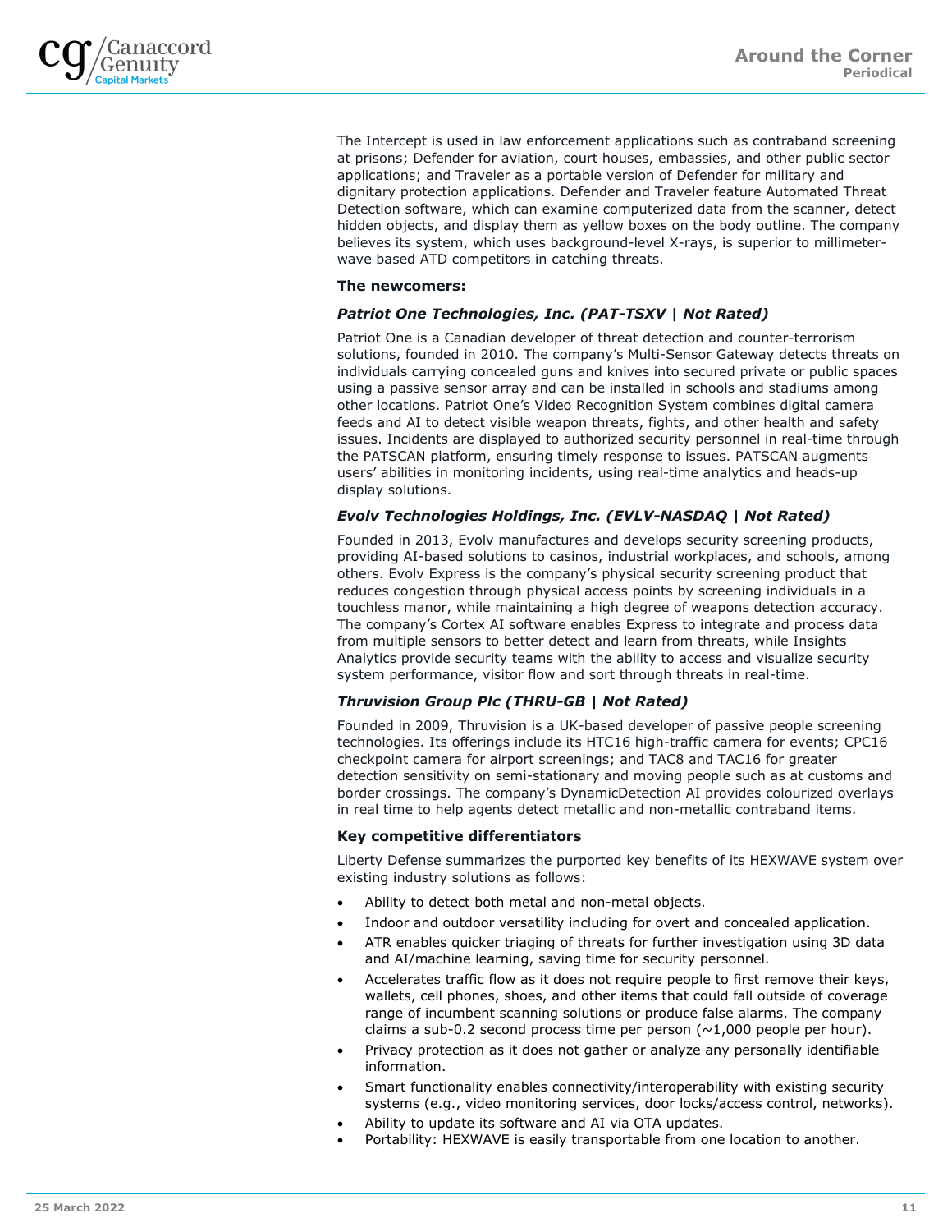The Intercept is used in law enforcement applications such as contraband screening at prisons; Defender for aviation, court houses, embassies, and other public sector applications; and Traveler as a portable version of Defender for military and dignitary protection applications. Defender and Traveler feature Automated Threat Detection software, which can examine computerized data from the scanner, detect hidden objects, and display them as yellow boxes on the body outline. The company believes its system, which uses background-level X-rays, is superior to millimeter-wave based ATD competitors in catching threats.

**The newcomers:**

***Patriot One Technologies, Inc. (PAT-TSXV | Not Rated)***

Patriot One is a Canadian developer of threat detection and counter-terrorism solutions, founded in 2010. The company's Multi-Sensor Gateway detects threats on individuals carrying concealed guns and knives into secured private or public spaces using a passive sensor array and can be installed in schools and stadiums among other locations. Patriot One's Video Recognition System combines digital camera feeds and AI to detect visible weapon threats, fights, and other health and safety issues. Incidents are displayed to authorized security personnel in real-time through the PATSCAN platform, ensuring timely response to issues. PATSCAN augments users' abilities in monitoring incidents, using real-time analytics and heads-up display solutions.

***Evolv Technologies Holdings, Inc. (EVLV-NASDAQ | Not Rated)***

Founded in 2013, Evolv manufactures and develops security screening products, providing AI-based solutions to casinos, industrial workplaces, and schools, among others. Evolv Express is the company's physical security screening product that reduces congestion through physical access points by screening individuals in a touchless manor, while maintaining a high degree of weapons detection accuracy. The company's Cortex AI software enables Express to integrate and process data from multiple sensors to better detect and learn from threats, while Insights Analytics provide security teams with the ability to access and visualize security system performance, visitor flow and sort through threats in real-time.

***Thruvision Group Plc (THRU-GB | Not Rated)***

Founded in 2009, Thruvision is a UK-based developer of passive people screening technologies. Its offerings include its HTC16 high-traffic camera for events; CPC16 checkpoint camera for airport screenings; and TAC8 and TAC16 for greater detection sensitivity on semi-stationary and moving people such as at customs and border crossings. The company's DynamicDetection AI provides colourized overlays in real time to help agents detect metallic and non-metallic contraband items.

**Key competitive differentiators**

Liberty Defense summarizes the purported key benefits of its HEXWAVE system over existing industry solutions as follows:

- Ability to detect both metal and non-metal objects.
- Indoor and outdoor versatility including for overt and concealed application.
- ATR enables quicker triaging of threats for further investigation using 3D data and AI/machine learning, saving time for security personnel.
- Accelerates traffic flow as it does not require people to first remove their keys, wallets, cell phones, shoes, and other items that could fall outside of coverage range of incumbent scanning solutions or produce false alarms. The company claims a sub-0.2 second process time per person (~1,000 people per hour).
- Privacy protection as it does not gather or analyze any personally identifiable information.
- Smart functionality enables connectivity/interoperability with existing security systems (e.g., video monitoring services, door locks/access control, networks).
- Ability to update its software and AI via OTA updates.
- Portability: HEXWAVE is easily transportable from one location to another.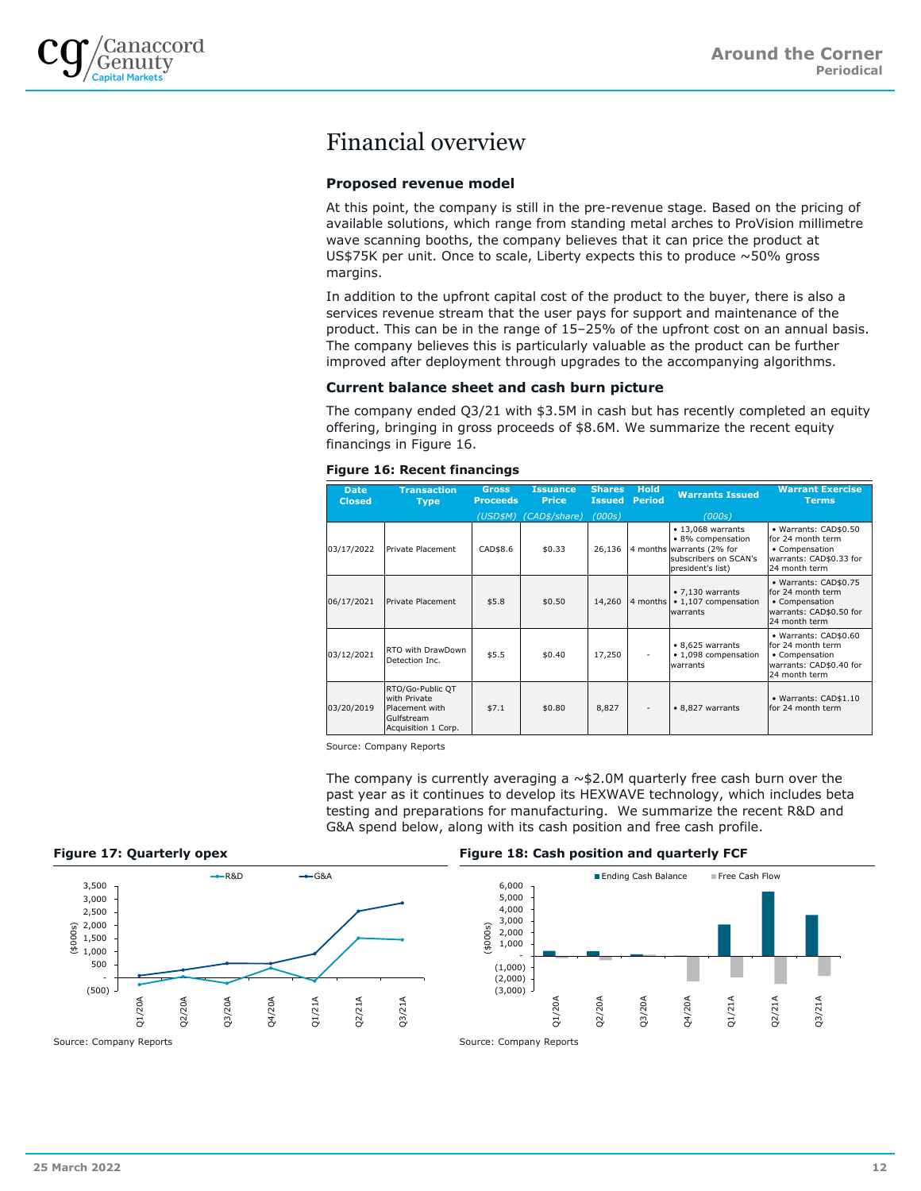# Financial overview

### Proposed revenue model

At this point, the company is still in the pre-revenue stage. Based on the pricing of available solutions, which range from standing metal arches to ProVision millimetre wave scanning booths, the company believes that it can price the product at US$75K per unit. Once to scale, Liberty expects this to produce ~50% gross margins.

In addition to the upfront capital cost of the product to the buyer, there is also a services revenue stream that the user pays for support and maintenance of the product. This can be in the range of 15–25% of the upfront cost on an annual basis. The company believes this is particularly valuable as the product can be further improved after deployment through upgrades to the accompanying algorithms.

### Current balance sheet and cash burn picture

The company ended Q3/21 with $3.5M in cash but has recently completed an equity offering, bringing in gross proceeds of $8.6M. We summarize the recent equity financings in Figure 16.

**Figure 16: Recent financings**

| Date Closed | Transaction Type | Gross Proceeds | Issuance Price | Shares Issued | Hold Period | Warrants Issued | Warrant Exercise Terms |
|---|---|---|---|---|---|---|---|
| | | (USD$M) | (CAD$/share) | (000s) | | (000s) | |
| 03/17/2022 | Private Placement | CAD$8.6 | $0.33 | 26,136 | 4 months | • 13,068 warrants • 8% compensation warrants (2% for subscribers on SCAN's president's list) | • Warrants: CAD$0.50 for 24 month term • Compensation warrants: CAD$0.33 for 24 month term |
| 06/17/2021 | Private Placement | $5.8 | $0.50 | 14,260 | 4 months | • 7,130 warrants • 1,107 compensation warrants | • Warrants: CAD$0.75 for 24 month term • Compensation warrants: CAD$0.50 for 24 month term |
| 03/12/2021 | RTO with DrawDown Detection Inc. | $5.5 | $0.40 | 17,250 | - | • 8,625 warrants • 1,098 compensation warrants | • Warrants: CAD$0.60 for 24 month term • Compensation warrants: CAD$0.40 for 24 month term |
| 03/20/2019 | RTO/Go-Public QT with Private Placement with Gulfstream Acquisition 1 Corp. | $7.1 | $0.80 | 8,827 | - | • 8,827 warrants | • Warrants: CAD$1.10 for 24 month term |

Source: Company Reports

The company is currently averaging a ~$2.0M quarterly free cash burn over the past year as it continues to develop its HEXWAVE technology, which includes beta testing and preparations for manufacturing. We summarize the recent R&D and G&A spend below, along with its cash position and free cash profile.

**Figure 17: Quarterly opex**

Source: Company Reports

**Figure 18: Cash position and quarterly FCF**

Source: Company Reports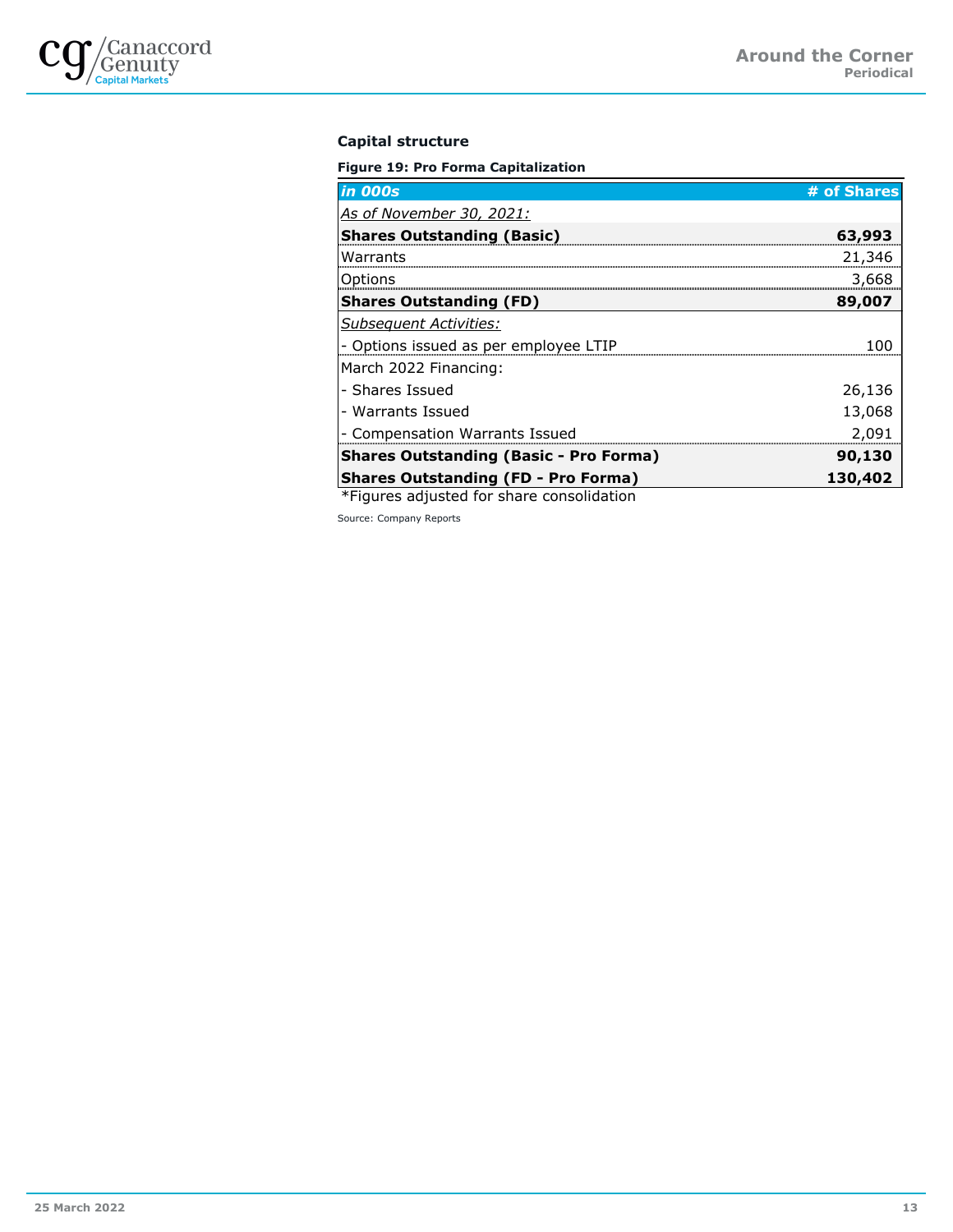## Capital structure

**Figure 19: Pro Forma Capitalization**

| *in 000s* | **# of Shares** |
|---|---|
| *As of November 30, 2021:* | |
| **Shares Outstanding (Basic)** | **63,993** |
| Warrants | 21,346 |
| Options | 3,668 |
| **Shares Outstanding (FD)** | **89,007** |
| *Subsequent Activities:* | |
| - Options issued as per employee LTIP | 100 |
| March 2022 Financing: | |
| - Shares Issued | 26,136 |
| - Warrants Issued | 13,068 |
| - Compensation Warrants Issued | 2,091 |
| **Shares Outstanding (Basic - Pro Forma)** | **90,130** |
| **Shares Outstanding (FD - Pro Forma)** | **130,402** |

*Figures adjusted for share consolidation

Source: Company Reports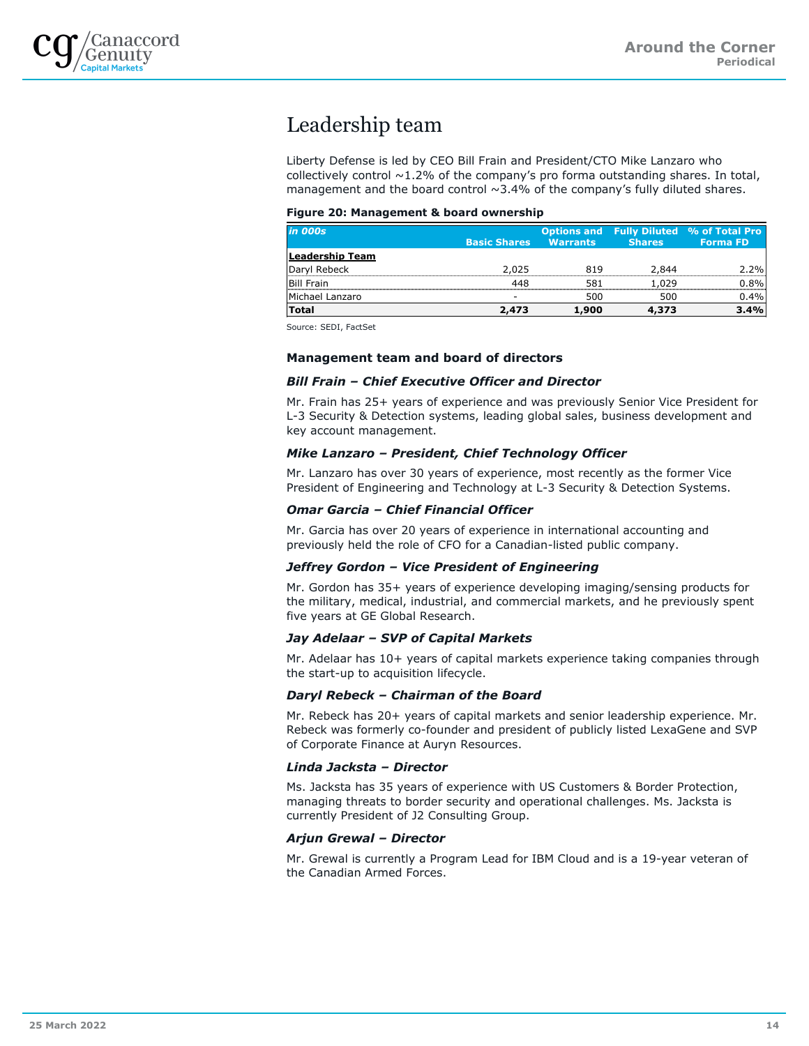# Leadership team

Liberty Defense is led by CEO Bill Frain and President/CTO Mike Lanzaro who collectively control ~1.2% of the company's pro forma outstanding shares. In total, management and the board control ~3.4% of the company's fully diluted shares.

**Figure 20: Management & board ownership**

| in 000s | Basic Shares | Options and Warrants | Fully Diluted Shares | % of Total Pro Forma FD |
|---|---|---|---|---|
| **Leadership Team** | | | | |
| Daryl Rebeck | 2,025 | 819 | 2,844 | 2.2% |
| Bill Frain | 448 | 581 | 1,029 | 0.8% |
| Michael Lanzaro | - | 500 | 500 | 0.4% |
| **Total** | **2,473** | **1,900** | **4,373** | **3.4%** |

Source: SEDI, FactSet

### Management team and board of directors

***Bill Frain – Chief Executive Officer and Director***

Mr. Frain has 25+ years of experience and was previously Senior Vice President for L-3 Security & Detection systems, leading global sales, business development and key account management.

***Mike Lanzaro – President, Chief Technology Officer***

Mr. Lanzaro has over 30 years of experience, most recently as the former Vice President of Engineering and Technology at L-3 Security & Detection Systems.

***Omar Garcia – Chief Financial Officer***

Mr. Garcia has over 20 years of experience in international accounting and previously held the role of CFO for a Canadian-listed public company.

***Jeffrey Gordon – Vice President of Engineering***

Mr. Gordon has 35+ years of experience developing imaging/sensing products for the military, medical, industrial, and commercial markets, and he previously spent five years at GE Global Research.

***Jay Adelaar – SVP of Capital Markets***

Mr. Adelaar has 10+ years of capital markets experience taking companies through the start-up to acquisition lifecycle.

***Daryl Rebeck – Chairman of the Board***

Mr. Rebeck has 20+ years of capital markets and senior leadership experience. Mr. Rebeck was formerly co-founder and president of publicly listed LexaGene and SVP of Corporate Finance at Auryn Resources.

***Linda Jacksta – Director***

Ms. Jacksta has 35 years of experience with US Customers & Border Protection, managing threats to border security and operational challenges. Ms. Jacksta is currently President of J2 Consulting Group.

***Arjun Grewal – Director***

Mr. Grewal is currently a Program Lead for IBM Cloud and is a 19-year veteran of the Canadian Armed Forces.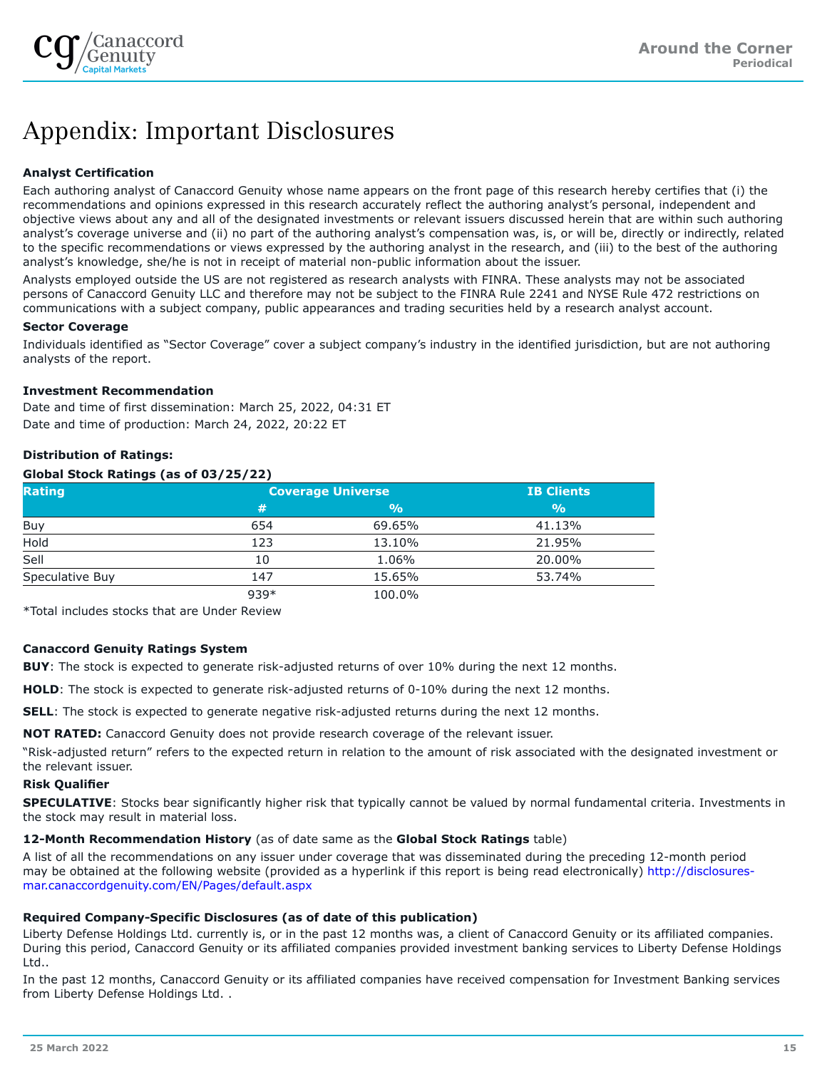# Appendix: Important Disclosures

**Analyst Certification**

Each authoring analyst of Canaccord Genuity whose name appears on the front page of this research hereby certifies that (i) the recommendations and opinions expressed in this research accurately reflect the authoring analyst's personal, independent and objective views about any and all of the designated investments or relevant issuers discussed herein that are within such authoring analyst's coverage universe and (ii) no part of the authoring analyst's compensation was, is, or will be, directly or indirectly, related to the specific recommendations or views expressed by the authoring analyst in the research, and (iii) to the best of the authoring analyst's knowledge, she/he is not in receipt of material non-public information about the issuer.

Analysts employed outside the US are not registered as research analysts with FINRA. These analysts may not be associated persons of Canaccord Genuity LLC and therefore may not be subject to the FINRA Rule 2241 and NYSE Rule 472 restrictions on communications with a subject company, public appearances and trading securities held by a research analyst account.

**Sector Coverage**

Individuals identified as "Sector Coverage" cover a subject company's industry in the identified jurisdiction, but are not authoring analysts of the report.

**Investment Recommendation**

Date and time of first dissemination: March 25, 2022, 04:31 ET

Date and time of production: March 24, 2022, 20:22 ET

**Distribution of Ratings:**

**Global Stock Ratings (as of 03/25/22)**

| Rating | Coverage Universe | | IB Clients |
|---|---|---|---|
| | # | % | % |
| Buy | 654 | 69.65% | 41.13% |
| Hold | 123 | 13.10% | 21.95% |
| Sell | 10 | 1.06% | 20.00% |
| Speculative Buy | 147 | 15.65% | 53.74% |
| | 939* | 100.0% | |

*Total includes stocks that are Under Review

**Canaccord Genuity Ratings System**

**BUY**: The stock is expected to generate risk-adjusted returns of over 10% during the next 12 months.

**HOLD**: The stock is expected to generate risk-adjusted returns of 0-10% during the next 12 months.

**SELL**: The stock is expected to generate negative risk-adjusted returns during the next 12 months.

**NOT RATED:** Canaccord Genuity does not provide research coverage of the relevant issuer.

"Risk-adjusted return" refers to the expected return in relation to the amount of risk associated with the designated investment or the relevant issuer.

**Risk Qualifier**

**SPECULATIVE**: Stocks bear significantly higher risk that typically cannot be valued by normal fundamental criteria. Investments in the stock may result in material loss.

**12-Month Recommendation History** (as of date same as the **Global Stock Ratings** table)

A list of all the recommendations on any issuer under coverage that was disseminated during the preceding 12-month period may be obtained at the following website (provided as a hyperlink if this report is being read electronically) http://disclosures-mar.canaccordgenuity.com/EN/Pages/default.aspx

**Required Company-Specific Disclosures (as of date of this publication)**

Liberty Defense Holdings Ltd. currently is, or in the past 12 months was, a client of Canaccord Genuity or its affiliated companies. During this period, Canaccord Genuity or its affiliated companies provided investment banking services to Liberty Defense Holdings Ltd..

In the past 12 months, Canaccord Genuity or its affiliated companies have received compensation for Investment Banking services from Liberty Defense Holdings Ltd. .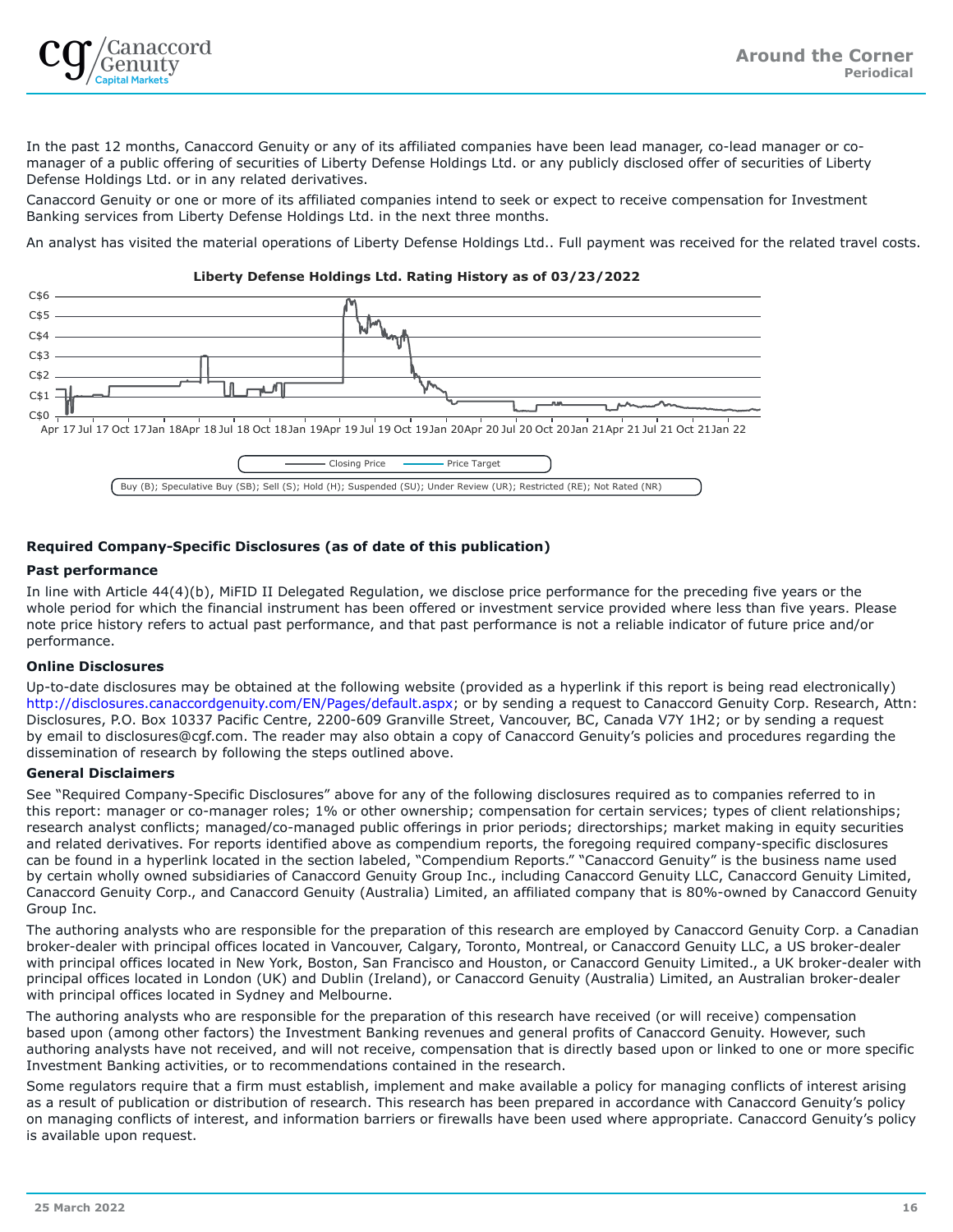In the past 12 months, Canaccord Genuity or any of its affiliated companies have been lead manager, co-lead manager or co-manager of a public offering of securities of Liberty Defense Holdings Ltd. or any publicly disclosed offer of securities of Liberty Defense Holdings Ltd. or in any related derivatives.

Canaccord Genuity or one or more of its affiliated companies intend to seek or expect to receive compensation for Investment Banking services from Liberty Defense Holdings Ltd. in the next three months.

An analyst has visited the material operations of Liberty Defense Holdings Ltd.. Full payment was received for the related travel costs.

**Liberty Defense Holdings Ltd. Rating History as of 03/23/2022**

Closing Price — Price Target

Buy (B); Speculative Buy (SB); Sell (S); Hold (H); Suspended (SU); Under Review (UR); Restricted (RE); Not Rated (NR)

### Required Company-Specific Disclosures (as of date of this publication)

#### Past performance

In line with Article 44(4)(b), MiFID II Delegated Regulation, we disclose price performance for the preceding five years or the whole period for which the financial instrument has been offered or investment service provided where less than five years. Please note price history refers to actual past performance, and that past performance is not a reliable indicator of future price and/or performance.

#### Online Disclosures

Up-to-date disclosures may be obtained at the following website (provided as a hyperlink if this report is being read electronically) http://disclosures.canaccordgenuity.com/EN/Pages/default.aspx; or by sending a request to Canaccord Genuity Corp. Research, Attn: Disclosures, P.O. Box 10337 Pacific Centre, 2200-609 Granville Street, Vancouver, BC, Canada V7Y 1H2; or by sending a request by email to disclosures@cgf.com. The reader may also obtain a copy of Canaccord Genuity's policies and procedures regarding the dissemination of research by following the steps outlined above.

#### General Disclaimers

See "Required Company-Specific Disclosures" above for any of the following disclosures required as to companies referred to in this report: manager or co-manager roles; 1% or other ownership; compensation for certain services; types of client relationships; research analyst conflicts; managed/co-managed public offerings in prior periods; directorships; market making in equity securities and related derivatives. For reports identified above as compendium reports, the foregoing required company-specific disclosures can be found in a hyperlink located in the section labeled, "Compendium Reports." "Canaccord Genuity" is the business name used by certain wholly owned subsidiaries of Canaccord Genuity Group Inc., including Canaccord Genuity LLC, Canaccord Genuity Limited, Canaccord Genuity Corp., and Canaccord Genuity (Australia) Limited, an affiliated company that is 80%-owned by Canaccord Genuity Group Inc.

The authoring analysts who are responsible for the preparation of this research are employed by Canaccord Genuity Corp. a Canadian broker-dealer with principal offices located in Vancouver, Calgary, Toronto, Montreal, or Canaccord Genuity LLC, a US broker-dealer with principal offices located in New York, Boston, San Francisco and Houston, or Canaccord Genuity Limited., a UK broker-dealer with principal offices located in London (UK) and Dublin (Ireland), or Canaccord Genuity (Australia) Limited, an Australian broker-dealer with principal offices located in Sydney and Melbourne.

The authoring analysts who are responsible for the preparation of this research have received (or will receive) compensation based upon (among other factors) the Investment Banking revenues and general profits of Canaccord Genuity. However, such authoring analysts have not received, and will not receive, compensation that is directly based upon or linked to one or more specific Investment Banking activities, or to recommendations contained in the research.

Some regulators require that a firm must establish, implement and make available a policy for managing conflicts of interest arising as a result of publication or distribution of research. This research has been prepared in accordance with Canaccord Genuity's policy on managing conflicts of interest, and information barriers or firewalls have been used where appropriate. Canaccord Genuity's policy is available upon request.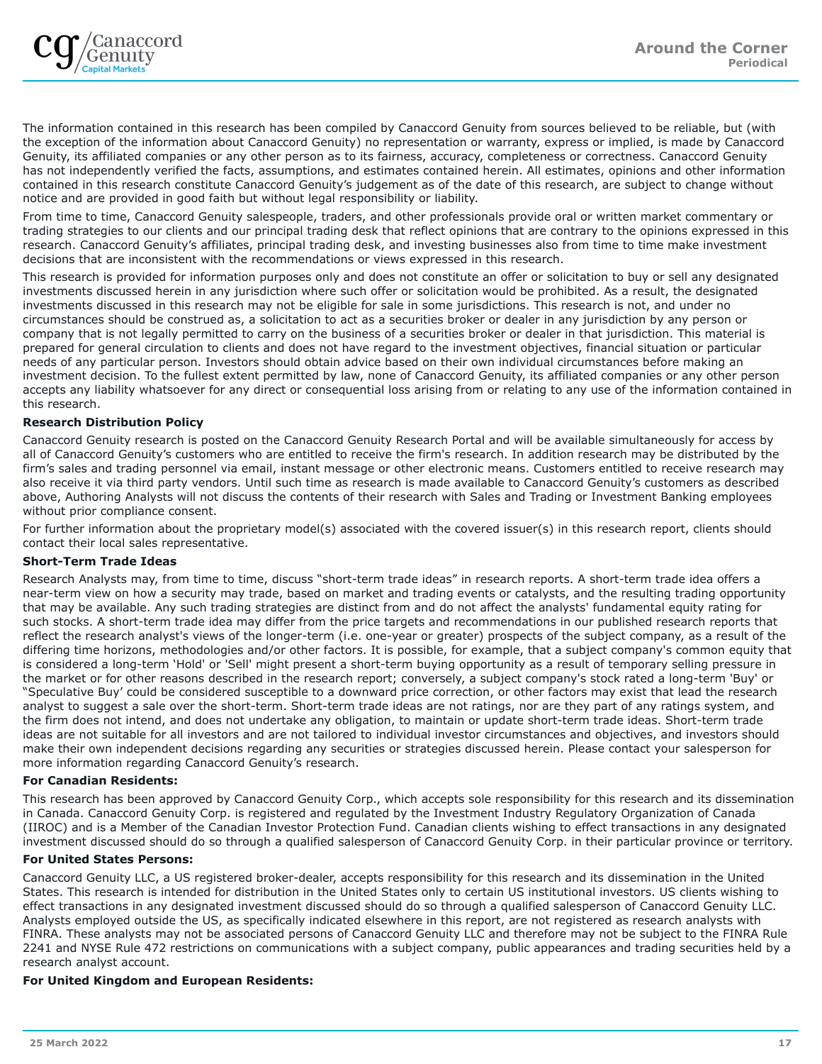The information contained in this research has been compiled by Canaccord Genuity from sources believed to be reliable, but (with the exception of the information about Canaccord Genuity) no representation or warranty, express or implied, is made by Canaccord Genuity, its affiliated companies or any other person as to its fairness, accuracy, completeness or correctness. Canaccord Genuity has not independently verified the facts, assumptions, and estimates contained herein. All estimates, opinions and other information contained in this research constitute Canaccord Genuity's judgement as of the date of this research, are subject to change without notice and are provided in good faith but without legal responsibility or liability.

From time to time, Canaccord Genuity salespeople, traders, and other professionals provide oral or written market commentary or trading strategies to our clients and our principal trading desk that reflect opinions that are contrary to the opinions expressed in this research. Canaccord Genuity's affiliates, principal trading desk, and investing businesses also from time to time make investment decisions that are inconsistent with the recommendations or views expressed in this research.

This research is provided for information purposes only and does not constitute an offer or solicitation to buy or sell any designated investments discussed herein in any jurisdiction where such offer or solicitation would be prohibited. As a result, the designated investments discussed in this research may not be eligible for sale in some jurisdictions. This research is not, and under no circumstances should be construed as, a solicitation to act as a securities broker or dealer in any jurisdiction by any person or company that is not legally permitted to carry on the business of a securities broker or dealer in that jurisdiction. This material is prepared for general circulation to clients and does not have regard to the investment objectives, financial situation or particular needs of any particular person. Investors should obtain advice based on their own individual circumstances before making an investment decision. To the fullest extent permitted by law, none of Canaccord Genuity, its affiliated companies or any other person accepts any liability whatsoever for any direct or consequential loss arising from or relating to any use of the information contained in this research.

**Research Distribution Policy**

Canaccord Genuity research is posted on the Canaccord Genuity Research Portal and will be available simultaneously for access by all of Canaccord Genuity's customers who are entitled to receive the firm's research. In addition research may be distributed by the firm's sales and trading personnel via email, instant message or other electronic means. Customers entitled to receive research may also receive it via third party vendors. Until such time as research is made available to Canaccord Genuity's customers as described above, Authoring Analysts will not discuss the contents of their research with Sales and Trading or Investment Banking employees without prior compliance consent.

For further information about the proprietary model(s) associated with the covered issuer(s) in this research report, clients should contact their local sales representative.

**Short-Term Trade Ideas**

Research Analysts may, from time to time, discuss "short-term trade ideas" in research reports. A short-term trade idea offers a near-term view on how a security may trade, based on market and trading events or catalysts, and the resulting trading opportunity that may be available. Any such trading strategies are distinct from and do not affect the analysts' fundamental equity rating for such stocks. A short-term trade idea may differ from the price targets and recommendations in our published research reports that reflect the research analyst's views of the longer-term (i.e. one-year or greater) prospects of the subject company, as a result of the differing time horizons, methodologies and/or other factors. It is possible, for example, that a subject company's common equity that is considered a long-term 'Hold' or 'Sell' might present a short-term buying opportunity as a result of temporary selling pressure in the market or for other reasons described in the research report; conversely, a subject company's stock rated a long-term 'Buy' or "Speculative Buy' could be considered susceptible to a downward price correction, or other factors may exist that lead the research analyst to suggest a sale over the short-term. Short-term trade ideas are not ratings, nor are they part of any ratings system, and the firm does not intend, and does not undertake any obligation, to maintain or update short-term trade ideas. Short-term trade ideas are not suitable for all investors and are not tailored to individual investor circumstances and objectives, and investors should make their own independent decisions regarding any securities or strategies discussed herein. Please contact your salesperson for more information regarding Canaccord Genuity's research.

**For Canadian Residents:**

This research has been approved by Canaccord Genuity Corp., which accepts sole responsibility for this research and its dissemination in Canada. Canaccord Genuity Corp. is registered and regulated by the Investment Industry Regulatory Organization of Canada (IIROC) and is a Member of the Canadian Investor Protection Fund. Canadian clients wishing to effect transactions in any designated investment discussed should do so through a qualified salesperson of Canaccord Genuity Corp. in their particular province or territory.

**For United States Persons:**

Canaccord Genuity LLC, a US registered broker-dealer, accepts responsibility for this research and its dissemination in the United States. This research is intended for distribution in the United States only to certain US institutional investors. US clients wishing to effect transactions in any designated investment discussed should do so through a qualified salesperson of Canaccord Genuity LLC. Analysts employed outside the US, as specifically indicated elsewhere in this report, are not registered as research analysts with FINRA. These analysts may not be associated persons of Canaccord Genuity LLC and therefore may not be subject to the FINRA Rule 2241 and NYSE Rule 472 restrictions on communications with a subject company, public appearances and trading securities held by a research analyst account.

**For United Kingdom and European Residents:**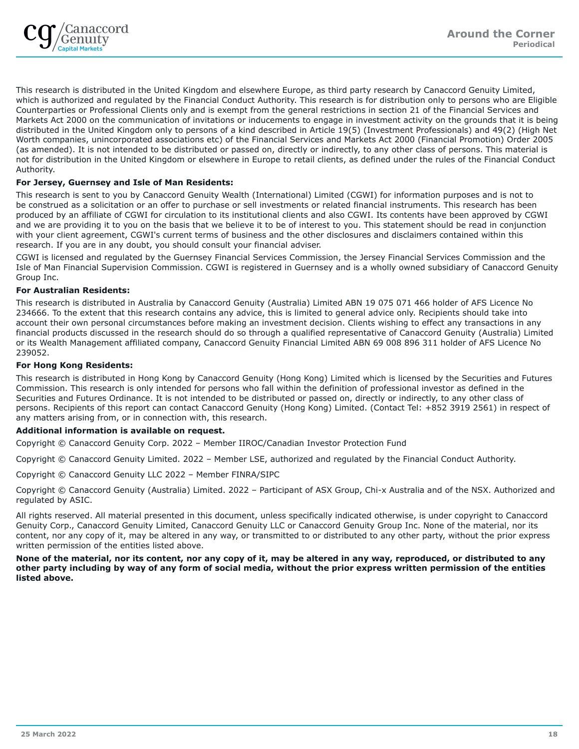This research is distributed in the United Kingdom and elsewhere Europe, as third party research by Canaccord Genuity Limited, which is authorized and regulated by the Financial Conduct Authority. This research is for distribution only to persons who are Eligible Counterparties or Professional Clients only and is exempt from the general restrictions in section 21 of the Financial Services and Markets Act 2000 on the communication of invitations or inducements to engage in investment activity on the grounds that it is being distributed in the United Kingdom only to persons of a kind described in Article 19(5) (Investment Professionals) and 49(2) (High Net Worth companies, unincorporated associations etc) of the Financial Services and Markets Act 2000 (Financial Promotion) Order 2005 (as amended). It is not intended to be distributed or passed on, directly or indirectly, to any other class of persons. This material is not for distribution in the United Kingdom or elsewhere in Europe to retail clients, as defined under the rules of the Financial Conduct Authority.

**For Jersey, Guernsey and Isle of Man Residents:**

This research is sent to you by Canaccord Genuity Wealth (International) Limited (CGWI) for information purposes and is not to be construed as a solicitation or an offer to purchase or sell investments or related financial instruments. This research has been produced by an affiliate of CGWI for circulation to its institutional clients and also CGWI. Its contents have been approved by CGWI and we are providing it to you on the basis that we believe it to be of interest to you. This statement should be read in conjunction with your client agreement, CGWI's current terms of business and the other disclosures and disclaimers contained within this research. If you are in any doubt, you should consult your financial adviser.

CGWI is licensed and regulated by the Guernsey Financial Services Commission, the Jersey Financial Services Commission and the Isle of Man Financial Supervision Commission. CGWI is registered in Guernsey and is a wholly owned subsidiary of Canaccord Genuity Group Inc.

**For Australian Residents:**

This research is distributed in Australia by Canaccord Genuity (Australia) Limited ABN 19 075 071 466 holder of AFS Licence No 234666. To the extent that this research contains any advice, this is limited to general advice only. Recipients should take into account their own personal circumstances before making an investment decision. Clients wishing to effect any transactions in any financial products discussed in the research should do so through a qualified representative of Canaccord Genuity (Australia) Limited or its Wealth Management affiliated company, Canaccord Genuity Financial Limited ABN 69 008 896 311 holder of AFS Licence No 239052.

**For Hong Kong Residents:**

This research is distributed in Hong Kong by Canaccord Genuity (Hong Kong) Limited which is licensed by the Securities and Futures Commission. This research is only intended for persons who fall within the definition of professional investor as defined in the Securities and Futures Ordinance. It is not intended to be distributed or passed on, directly or indirectly, to any other class of persons. Recipients of this report can contact Canaccord Genuity (Hong Kong) Limited. (Contact Tel: +852 3919 2561) in respect of any matters arising from, or in connection with, this research.

**Additional information is available on request.**

Copyright © Canaccord Genuity Corp. 2022 – Member IIROC/Canadian Investor Protection Fund

Copyright © Canaccord Genuity Limited. 2022 – Member LSE, authorized and regulated by the Financial Conduct Authority.

Copyright © Canaccord Genuity LLC 2022 – Member FINRA/SIPC

Copyright © Canaccord Genuity (Australia) Limited. 2022 – Participant of ASX Group, Chi-x Australia and of the NSX. Authorized and regulated by ASIC.

All rights reserved. All material presented in this document, unless specifically indicated otherwise, is under copyright to Canaccord Genuity Corp., Canaccord Genuity Limited, Canaccord Genuity LLC or Canaccord Genuity Group Inc. None of the material, nor its content, nor any copy of it, may be altered in any way, or transmitted to or distributed to any other party, without the prior express written permission of the entities listed above.

**None of the material, nor its content, nor any copy of it, may be altered in any way, reproduced, or distributed to any other party including by way of any form of social media, without the prior express written permission of the entities listed above.**